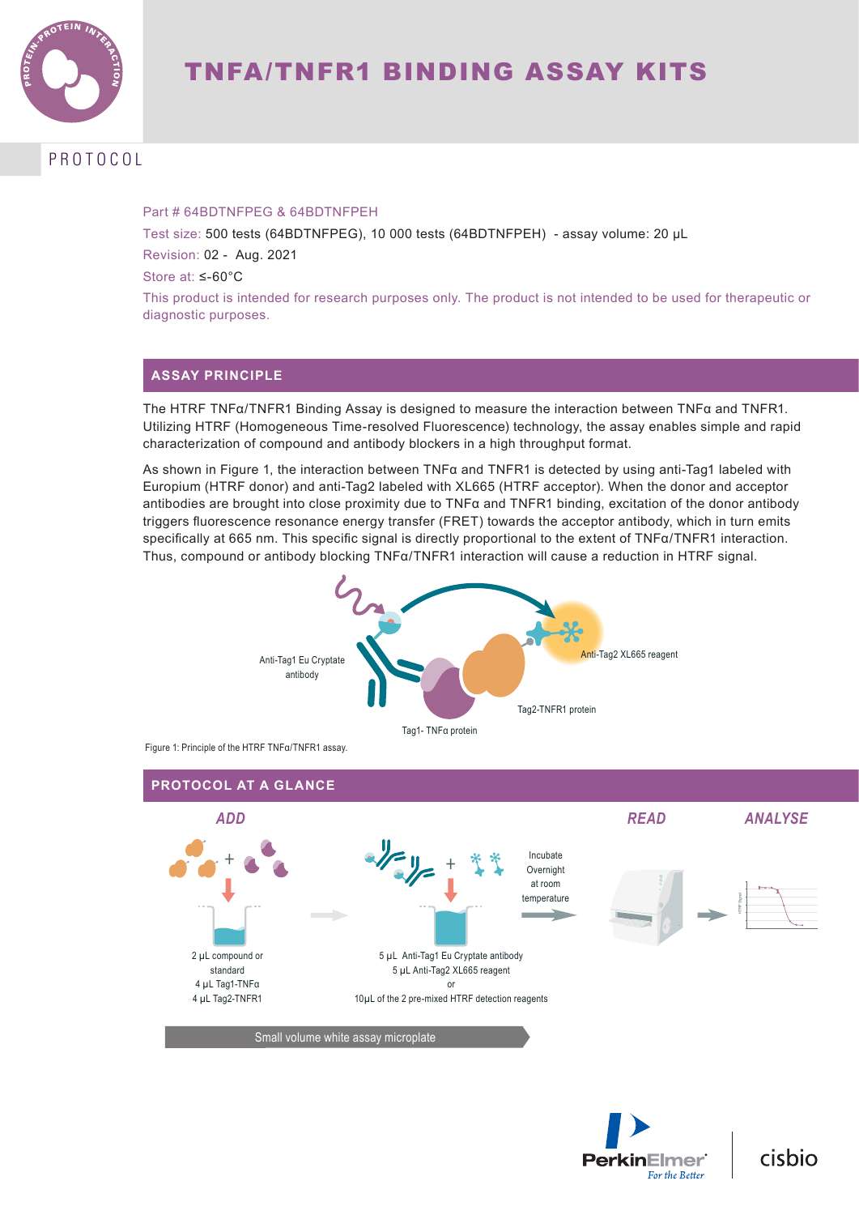# TNFA/TNFR1 BINDING ASSAY KITS

PROTOCOL

Part # 64BDTNFPEG & 64BDTNFPEH

Test size: 500 tests (64BDTNFPEG), 10 000 tests (64BDTNFPEH) - assay volume: 20 µL

Revision: 02 - Aug. 2021

Store at: ≤-60°C

This product is intended for research purposes only. The product is not intended to be used for therapeutic or diagnostic purposes.

## ASSAY PRINCIPLE

The HTRF TNFα/TNFR1 Binding Assay is designed to measure the interaction between TNFα and TNFR1. Utilizing HTRF (Homogeneous Time-resolved Fluorescence) technology, the assay enables simple and rapid characterization of compound and antibody blockers in a high throughput format.

As shown in Figure 1, the interaction between TNFα and TNFR1 is detected by using anti-Tag1 labeled with Europium (HTRF donor) and anti-Tag2 labeled with XL665 (HTRF acceptor). When the donor and acceptor antibodies are brought into close proximity due to TNFα and TNFR1 binding, excitation of the donor antibody triggers fluorescence resonance energy transfer (FRET) towards the acceptor antibody, which in turn emits specifically at 665 nm. This specific signal is directly proportional to the extent of TNFα/TNFR1 interaction. Thus, compound or antibody blocking TNFα/TNFR1 interaction will cause a reduction in HTRF signal.

Anti-Tag1 Eu Cryptate antibody

Anti-Tag2 XL665 reagent

Tag2-TNFR1 protein

Tag1- TNFα protein

Figure 1: Principle of the HTRF TNFα/TNFR1 assay.

## PROTOCOL AT A GLANCE

**ADD**

2 µL compound or standard
4 µL Tag1-TNFα
4 µL Tag2-TNFR1

5 µL Anti-Tag1 Eu Cryptate antibody
5 µL Anti-Tag2 XL665 reagent
or
10µL of the 2 pre-mixed HTRF detection reagents

Incubate Overnight at room temperature

**READ**

**ANALYSE**

Small volume white assay microplate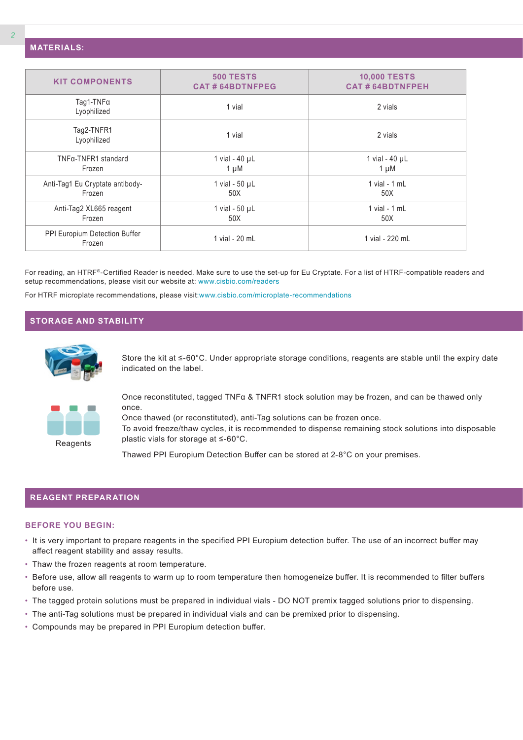## MATERIALS:

| KIT COMPONENTS | 500 TESTS<br>CAT # 64BDTNFPEG | 10,000 TESTS<br>CAT # 64BDTNFPEH |
|---|---|---|
| Tag1-TNFα<br>Lyophilized | 1 vial | 2 vials |
| Tag2-TNFR1<br>Lyophilized | 1 vial | 2 vials |
| TNFα-TNFR1 standard<br>Frozen | 1 vial - 40 µL<br>1 µM | 1 vial - 40 µL<br>1 µM |
| Anti-Tag1 Eu Cryptate antibody-<br>Frozen | 1 vial - 50 µL<br>50X | 1 vial - 1 mL<br>50X |
| Anti-Tag2 XL665 reagent<br>Frozen | 1 vial - 50 µL<br>50X | 1 vial - 1 mL<br>50X |
| PPI Europium Detection Buffer<br>Frozen | 1 vial - 20 mL | 1 vial - 220 mL |

For reading, an HTRF®-Certified Reader is needed. Make sure to use the set-up for Eu Cryptate. For a list of HTRF-compatible readers and setup recommendations, please visit our website at: www.cisbio.com/readers

For HTRF microplate recommendations, please visit:www.cisbio.com/microplate-recommendations

## STORAGE AND STABILITY

Store the kit at ≤-60°C. Under appropriate storage conditions, reagents are stable until the expiry date indicated on the label.

Reagents

Once reconstituted, tagged TNFα & TNFR1 stock solution may be frozen, and can be thawed only once.
Once thawed (or reconstituted), anti-Tag solutions can be frozen once.
To avoid freeze/thaw cycles, it is recommended to dispense remaining stock solutions into disposable plastic vials for storage at ≤-60°C.

Thawed PPI Europium Detection Buffer can be stored at 2-8°C on your premises.

## REAGENT PREPARATION

### BEFORE YOU BEGIN:

- It is very important to prepare reagents in the specified PPI Europium detection buffer. The use of an incorrect buffer may affect reagent stability and assay results.
- Thaw the frozen reagents at room temperature.
- Before use, allow all reagents to warm up to room temperature then homogeneize buffer. It is recommended to filter buffers before use.
- The tagged protein solutions must be prepared in individual vials - DO NOT premix tagged solutions prior to dispensing.
- The anti-Tag solutions must be prepared in individual vials and can be premixed prior to dispensing.
- Compounds may be prepared in PPI Europium detection buffer.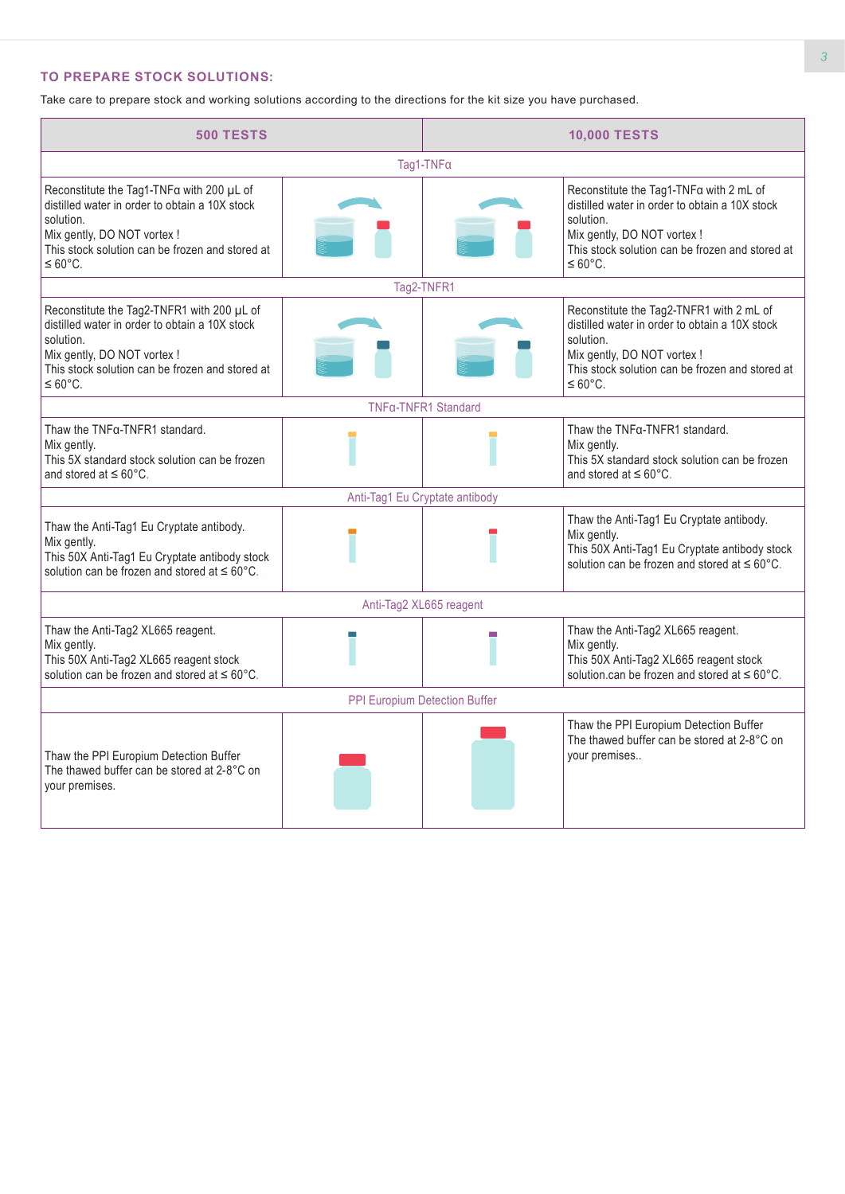## TO PREPARE STOCK SOLUTIONS:

Take care to prepare stock and working solutions according to the directions for the kit size you have purchased.

| 500 TESTS | | | 10,000 TESTS |
|---|---|---|---|
| **Tag1-TNFα** | | | |
| Reconstitute the Tag1-TNFα with 200 µL of distilled water in order to obtain a 10X stock solution.<br>Mix gently, DO NOT vortex !<br>This stock solution can be frozen and stored at ≤ 60°C. | | | Reconstitute the Tag1-TNFα with 2 mL of distilled water in order to obtain a 10X stock solution.<br>Mix gently, DO NOT vortex !<br>This stock solution can be frozen and stored at ≤ 60°C. |
| **Tag2-TNFR1** | | | |
| Reconstitute the Tag2-TNFR1 with 200 µL of distilled water in order to obtain a 10X stock solution.<br>Mix gently, DO NOT vortex !<br>This stock solution can be frozen and stored at ≤ 60°C. | | | Reconstitute the Tag2-TNFR1 with 2 mL of distilled water in order to obtain a 10X stock solution.<br>Mix gently, DO NOT vortex !<br>This stock solution can be frozen and stored at ≤ 60°C. |
| **TNFα-TNFR1 Standard** | | | |
| Thaw the TNFα-TNFR1 standard.<br>Mix gently.<br>This 5X standard stock solution can be frozen and stored at ≤ 60°C. | | | Thaw the TNFα-TNFR1 standard.<br>Mix gently.<br>This 5X standard stock solution can be frozen and stored at ≤ 60°C. |
| **Anti-Tag1 Eu Cryptate antibody** | | | |
| Thaw the Anti-Tag1 Eu Cryptate antibody.<br>Mix gently.<br>This 50X Anti-Tag1 Eu Cryptate antibody stock solution can be frozen and stored at ≤ 60°C. | | | Thaw the Anti-Tag1 Eu Cryptate antibody.<br>Mix gently.<br>This 50X Anti-Tag1 Eu Cryptate antibody stock solution can be frozen and stored at ≤ 60°C. |
| **Anti-Tag2 XL665 reagent** | | | |
| Thaw the Anti-Tag2 XL665 reagent.<br>Mix gently.<br>This 50X Anti-Tag2 XL665 reagent stock solution can be frozen and stored at ≤ 60°C. | | | Thaw the Anti-Tag2 XL665 reagent.<br>Mix gently.<br>This 50X Anti-Tag2 XL665 reagent stock solution.can be frozen and stored at ≤ 60°C. |
| **PPI Europium Detection Buffer** | | | |
| Thaw the PPI Europium Detection Buffer<br>The thawed buffer can be stored at 2-8°C on your premises. | | | Thaw the PPI Europium Detection Buffer<br>The thawed buffer can be stored at 2-8°C on your premises.. |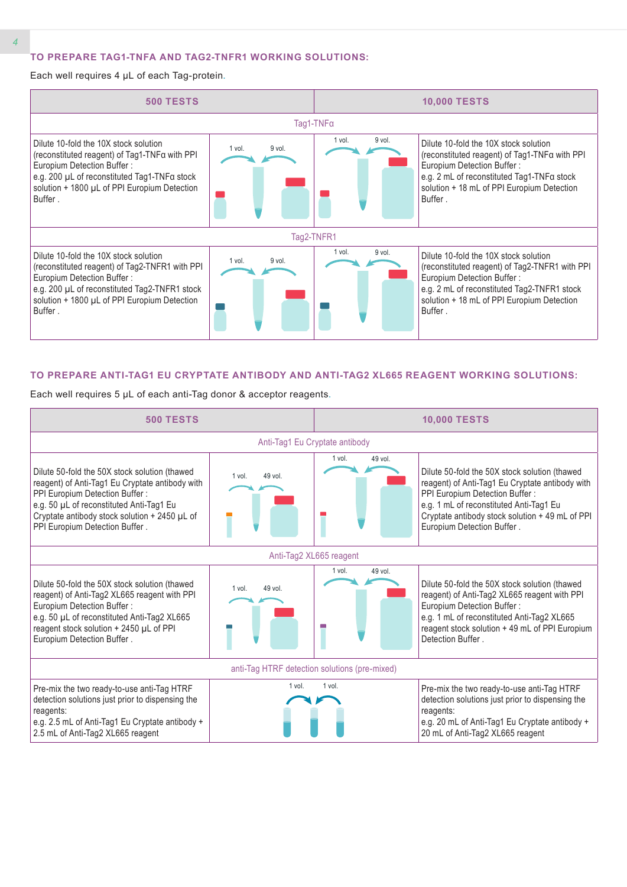### TO PREPARE TAG1-TNFA AND TAG2-TNFR1 WORKING SOLUTIONS:

Each well requires 4 µL of each Tag-protein.

| 500 TESTS | | 10,000 TESTS | |
|---|---|---|---|
| Tag1-TNFα | | | |
| Dilute 10-fold the 10X stock solution (reconstituted reagent) of Tag1-TNFα with PPI Europium Detection Buffer :<br>e.g. 200 µL of reconstituted Tag1-TNFα stock solution + 1800 µL of PPI Europium Detection Buffer . | 1 vol. 9 vol. | 1 vol. 9 vol. | Dilute 10-fold the 10X stock solution (reconstituted reagent) of Tag1-TNFα with PPI Europium Detection Buffer :<br>e.g. 2 mL of reconstituted Tag1-TNFα stock solution + 18 mL of PPI Europium Detection Buffer . |
| Tag2-TNFR1 | | | |
| Dilute 10-fold the 10X stock solution (reconstituted reagent) of Tag2-TNFR1 with PPI Europium Detection Buffer :<br>e.g. 200 µL of reconstituted Tag2-TNFR1 stock solution + 1800 µL of PPI Europium Detection Buffer . | 1 vol. 9 vol. | 1 vol. 9 vol. | Dilute 10-fold the 10X stock solution (reconstituted reagent) of Tag2-TNFR1 with PPI Europium Detection Buffer :<br>e.g. 2 mL of reconstituted Tag2-TNFR1 stock solution + 18 mL of PPI Europium Detection Buffer . |

### TO PREPARE ANTI-TAG1 EU CRYPTATE ANTIBODY AND ANTI-TAG2 XL665 REAGENT WORKING SOLUTIONS:

Each well requires 5 µL of each anti-Tag donor & acceptor reagents.

| 500 TESTS | | 10,000 TESTS | |
|---|---|---|---|
| Anti-Tag1 Eu Cryptate antibody | | | |
| Dilute 50-fold the 50X stock solution (thawed reagent) of Anti-Tag1 Eu Cryptate antibody with PPI Europium Detection Buffer :<br>e.g. 50 µL of reconstituted Anti-Tag1 Eu Cryptate antibody stock solution + 2450 µL of PPI Europium Detection Buffer . | 1 vol. 49 vol. | 1 vol. 49 vol. | Dilute 50-fold the 50X stock solution (thawed reagent) of Anti-Tag1 Eu Cryptate antibody with PPI Europium Detection Buffer :<br>e.g. 1 mL of reconstituted Anti-Tag1 Eu Cryptate antibody stock solution + 49 mL of PPI Europium Detection Buffer . |
| Anti-Tag2 XL665 reagent | | | |
| Dilute 50-fold the 50X stock solution (thawed reagent) of Anti-Tag2 XL665 reagent with PPI Europium Detection Buffer :<br>e.g. 50 µL of reconstituted Anti-Tag2 XL665 reagent stock solution + 2450 µL of PPI Europium Detection Buffer . | 1 vol. 49 vol. | 1 vol. 49 vol. | Dilute 50-fold the 50X stock solution (thawed reagent) of Anti-Tag2 XL665 reagent with PPI Europium Detection Buffer :<br>e.g. 1 mL of reconstituted Anti-Tag2 XL665 reagent stock solution + 49 mL of PPI Europium Detection Buffer . |
| anti-Tag HTRF detection solutions (pre-mixed) | | | |
| Pre-mix the two ready-to-use anti-Tag HTRF detection solutions just prior to dispensing the reagents:<br>e.g. 2.5 mL of Anti-Tag1 Eu Cryptate antibody + 2.5 mL of Anti-Tag2 XL665 reagent | 1 vol. 1 vol. | | Pre-mix the two ready-to-use anti-Tag HTRF detection solutions just prior to dispensing the reagents:<br>e.g. 20 mL of Anti-Tag1 Eu Cryptate antibody + 20 mL of Anti-Tag2 XL665 reagent |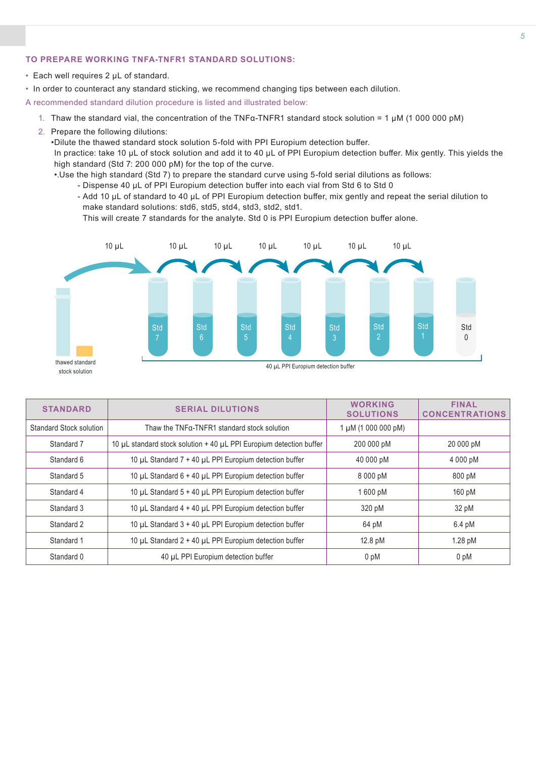## TO PREPARE WORKING TNFA-TNFR1 STANDARD SOLUTIONS:

- Each well requires 2 µL of standard.
- In order to counteract any standard sticking, we recommend changing tips between each dilution.

A recommended standard dilution procedure is listed and illustrated below:

1. Thaw the standard vial, the concentration of the TNFα-TNFR1 standard stock solution = 1 µM (1 000 000 pM)
2. Prepare the following dilutions:
   •Dilute the thawed standard stock solution 5-fold with PPI Europium detection buffer.
   In practice: take 10 µL of stock solution and add it to 40 µL of PPI Europium detection buffer. Mix gently. This yields the high standard (Std 7: 200 000 pM) for the top of the curve.
   •.Use the high standard (Std 7) to prepare the standard curve using 5-fold serial dilutions as follows:
   - Dispense 40 µL of PPI Europium detection buffer into each vial from Std 6 to Std 0
   - Add 10 µL of standard to 40 µL of PPI Europium detection buffer, mix gently and repeat the serial dilution to make standard solutions: std6, std5, std4, std3, std2, std1.
   This will create 7 standards for the analyte. Std 0 is PPI Europium detection buffer alone.

10 µL 10 µL 10 µL 10 µL 10 µL 10 µL 10 µL

thawed standard stock solution | Std 7 | Std 6 | Std 5 | Std 4 | Std 3 | Std 2 | Std 1 | Std 0

40 µL PPI Europium detection buffer

| STANDARD | SERIAL DILUTIONS | WORKING SOLUTIONS | FINAL CONCENTRATIONS |
|---|---|---|---|
| Standard Stock solution | Thaw the TNFα-TNFR1 standard stock solution | 1 µM (1 000 000 pM) | |
| Standard 7 | 10 µL standard stock solution + 40 µL PPI Europium detection buffer | 200 000 pM | 20 000 pM |
| Standard 6 | 10 µL Standard 7 + 40 µL PPI Europium detection buffer | 40 000 pM | 4 000 pM |
| Standard 5 | 10 µL Standard 6 + 40 µL PPI Europium detection buffer | 8 000 pM | 800 pM |
| Standard 4 | 10 µL Standard 5 + 40 µL PPI Europium detection buffer | 1 600 pM | 160 pM |
| Standard 3 | 10 µL Standard 4 + 40 µL PPI Europium detection buffer | 320 pM | 32 pM |
| Standard 2 | 10 µL Standard 3 + 40 µL PPI Europium detection buffer | 64 pM | 6.4 pM |
| Standard 1 | 10 µL Standard 2 + 40 µL PPI Europium detection buffer | 12.8 pM | 1.28 pM |
| Standard 0 | 40 µL PPI Europium detection buffer | 0 pM | 0 pM |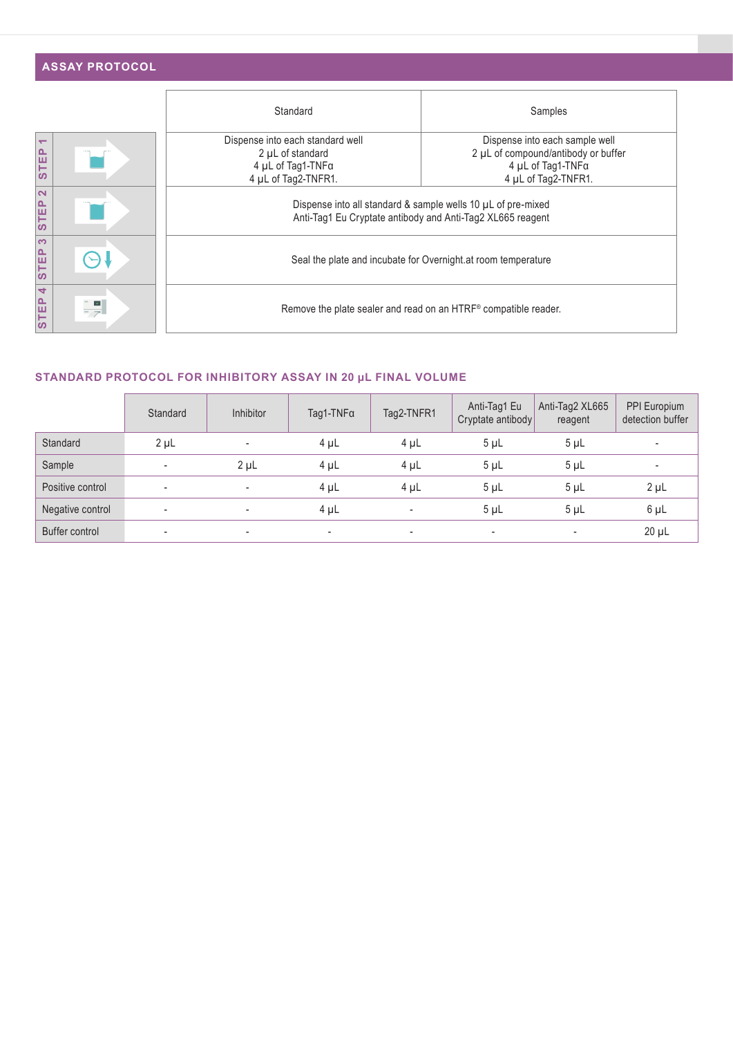## ASSAY PROTOCOL

| | Standard | Samples |
|---|---|---|
| STEP 1 | Dispense into each standard well<br>2 µL of standard<br>4 µL of Tag1-TNFα<br>4 µL of Tag2-TNFR1. | Dispense into each sample well<br>2 µL of compound/antibody or buffer<br>4 µL of Tag1-TNFα<br>4 µL of Tag2-TNFR1. |
| STEP 2 | Dispense into all standard & sample wells 10 µL of pre-mixed<br>Anti-Tag1 Eu Cryptate antibody and Anti-Tag2 XL665 reagent | |
| STEP 3 | Seal the plate and incubate for Overnight.at room temperature | |
| STEP 4 | Remove the plate sealer and read on an HTRF® compatible reader. | |

### STANDARD PROTOCOL FOR INHIBITORY ASSAY IN 20 µL FINAL VOLUME

| | Standard | Inhibitor | Tag1-TNFα | Tag2-TNFR1 | Anti-Tag1 Eu Cryptate antibody | Anti-Tag2 XL665 reagent | PPI Europium detection buffer |
|---|---|---|---|---|---|---|---|
| Standard | 2 µL | - | 4 µL | 4 µL | 5 µL | 5 µL | - |
| Sample | - | 2 µL | 4 µL | 4 µL | 5 µL | 5 µL | - |
| Positive control | - | - | 4 µL | 4 µL | 5 µL | 5 µL | 2 µL |
| Negative control | - | - | 4 µL | - | 5 µL | 5 µL | 6 µL |
| Buffer control | - | - | - | - | - | - | 20 µL |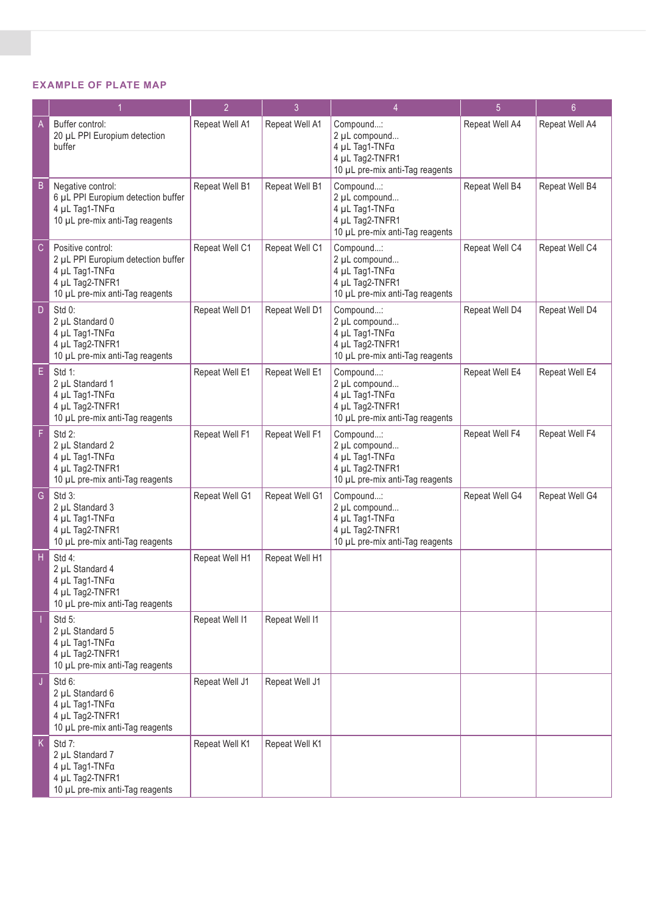## EXAMPLE OF PLATE MAP

| | 1 | 2 | 3 | 4 | 5 | 6 |
|---|---|---|---|---|---|---|
| A | Buffer control:<br>20 µL PPI Europium detection buffer | Repeat Well A1 | Repeat Well A1 | Compound...:<br>2 µL compound...<br>4 µL Tag1-TNFα<br>4 µL Tag2-TNFR1<br>10 µL pre-mix anti-Tag reagents | Repeat Well A4 | Repeat Well A4 |
| B | Negative control:<br>6 µL PPI Europium detection buffer<br>4 µL Tag1-TNFα<br>10 µL pre-mix anti-Tag reagents | Repeat Well B1 | Repeat Well B1 | Compound...:<br>2 µL compound...<br>4 µL Tag1-TNFα<br>4 µL Tag2-TNFR1<br>10 µL pre-mix anti-Tag reagents | Repeat Well B4 | Repeat Well B4 |
| C | Positive control:<br>2 µL PPI Europium detection buffer<br>4 µL Tag1-TNFα<br>4 µL Tag2-TNFR1<br>10 µL pre-mix anti-Tag reagents | Repeat Well C1 | Repeat Well C1 | Compound...:<br>2 µL compound...<br>4 µL Tag1-TNFα<br>4 µL Tag2-TNFR1<br>10 µL pre-mix anti-Tag reagents | Repeat Well C4 | Repeat Well C4 |
| D | Std 0:<br>2 µL Standard 0<br>4 µL Tag1-TNFα<br>4 µL Tag2-TNFR1<br>10 µL pre-mix anti-Tag reagents | Repeat Well D1 | Repeat Well D1 | Compound...:<br>2 µL compound...<br>4 µL Tag1-TNFα<br>4 µL Tag2-TNFR1<br>10 µL pre-mix anti-Tag reagents | Repeat Well D4 | Repeat Well D4 |
| E | Std 1:<br>2 µL Standard 1<br>4 µL Tag1-TNFα<br>4 µL Tag2-TNFR1<br>10 µL pre-mix anti-Tag reagents | Repeat Well E1 | Repeat Well E1 | Compound...:<br>2 µL compound...<br>4 µL Tag1-TNFα<br>4 µL Tag2-TNFR1<br>10 µL pre-mix anti-Tag reagents | Repeat Well E4 | Repeat Well E4 |
| F | Std 2:<br>2 µL Standard 2<br>4 µL Tag1-TNFα<br>4 µL Tag2-TNFR1<br>10 µL pre-mix anti-Tag reagents | Repeat Well F1 | Repeat Well F1 | Compound...:<br>2 µL compound...<br>4 µL Tag1-TNFα<br>4 µL Tag2-TNFR1<br>10 µL pre-mix anti-Tag reagents | Repeat Well F4 | Repeat Well F4 |
| G | Std 3:<br>2 µL Standard 3<br>4 µL Tag1-TNFα<br>4 µL Tag2-TNFR1<br>10 µL pre-mix anti-Tag reagents | Repeat Well G1 | Repeat Well G1 | Compound...:<br>2 µL compound...<br>4 µL Tag1-TNFα<br>4 µL Tag2-TNFR1<br>10 µL pre-mix anti-Tag reagents | Repeat Well G4 | Repeat Well G4 |
| H | Std 4:<br>2 µL Standard 4<br>4 µL Tag1-TNFα<br>4 µL Tag2-TNFR1<br>10 µL pre-mix anti-Tag reagents | Repeat Well H1 | Repeat Well H1 | | | |
| I | Std 5:<br>2 µL Standard 5<br>4 µL Tag1-TNFα<br>4 µL Tag2-TNFR1<br>10 µL pre-mix anti-Tag reagents | Repeat Well I1 | Repeat Well I1 | | | |
| J | Std 6:<br>2 µL Standard 6<br>4 µL Tag1-TNFα<br>4 µL Tag2-TNFR1<br>10 µL pre-mix anti-Tag reagents | Repeat Well J1 | Repeat Well J1 | | | |
| K | Std 7:<br>2 µL Standard 7<br>4 µL Tag1-TNFα<br>4 µL Tag2-TNFR1<br>10 µL pre-mix anti-Tag reagents | Repeat Well K1 | Repeat Well K1 | | | |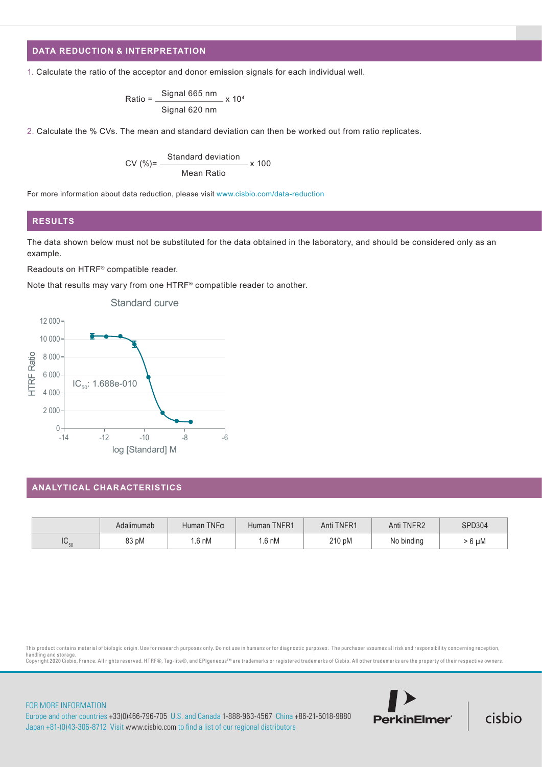## DATA REDUCTION & INTERPRETATION

1. Calculate the ratio of the acceptor and donor emission signals for each individual well.

$$\text{Ratio} = \frac{\text{Signal 665 nm}}{\text{Signal 620 nm}} \times 10^4$$

2. Calculate the % CVs. The mean and standard deviation can then be worked out from ratio replicates.

$$\text{CV (\%)} = \frac{\text{Standard deviation}}{\text{Mean Ratio}} \times 100$$

For more information about data reduction, please visit www.cisbio.com/data-reduction

## RESULTS

The data shown below must not be substituted for the data obtained in the laboratory, and should be considered only as an example.

Readouts on HTRF® compatible reader.

Note that results may vary from one HTRF® compatible reader to another.

Standard curve

12 000
10 000
8 000
6 000
4 000
2 000
0

HTRF Ratio

$IC_{50}$: 1.688e-010

-14 -12 -10 -8 -6

log [Standard] M

## ANALYTICAL CHARACTERISTICS

| | Adalimumab | Human TNFα | Human TNFR1 | Anti TNFR1 | Anti TNFR2 | SPD304 |
|---|---|---|---|---|---|---|
| $IC_{50}$ | 83 pM | 1.6 nM | 1.6 nM | 210 pM | No binding | > 6 μM |

This product contains material of biologic origin. Use for research purposes only. Do not use in humans or for diagnostic purposes. The purchaser assumes all risk and responsibility concerning reception, handling and storage.
Copyright 2020 Cisbio, France. All rights reserved. HTRF®, Tag-lite®, and EPIgeneous™ are trademarks or registered trademarks of Cisbio. All other trademarks are the property of their respective owners.

FOR MORE INFORMATION
Europe and other countries +33(0)466-796-705 U.S. and Canada 1-888-963-4567 China +86-21-5018-9880
Japan +81-(0)43-306-8712 Visit www.cisbio.com to find a list of our regional distributors

PerkinElmer cisbio